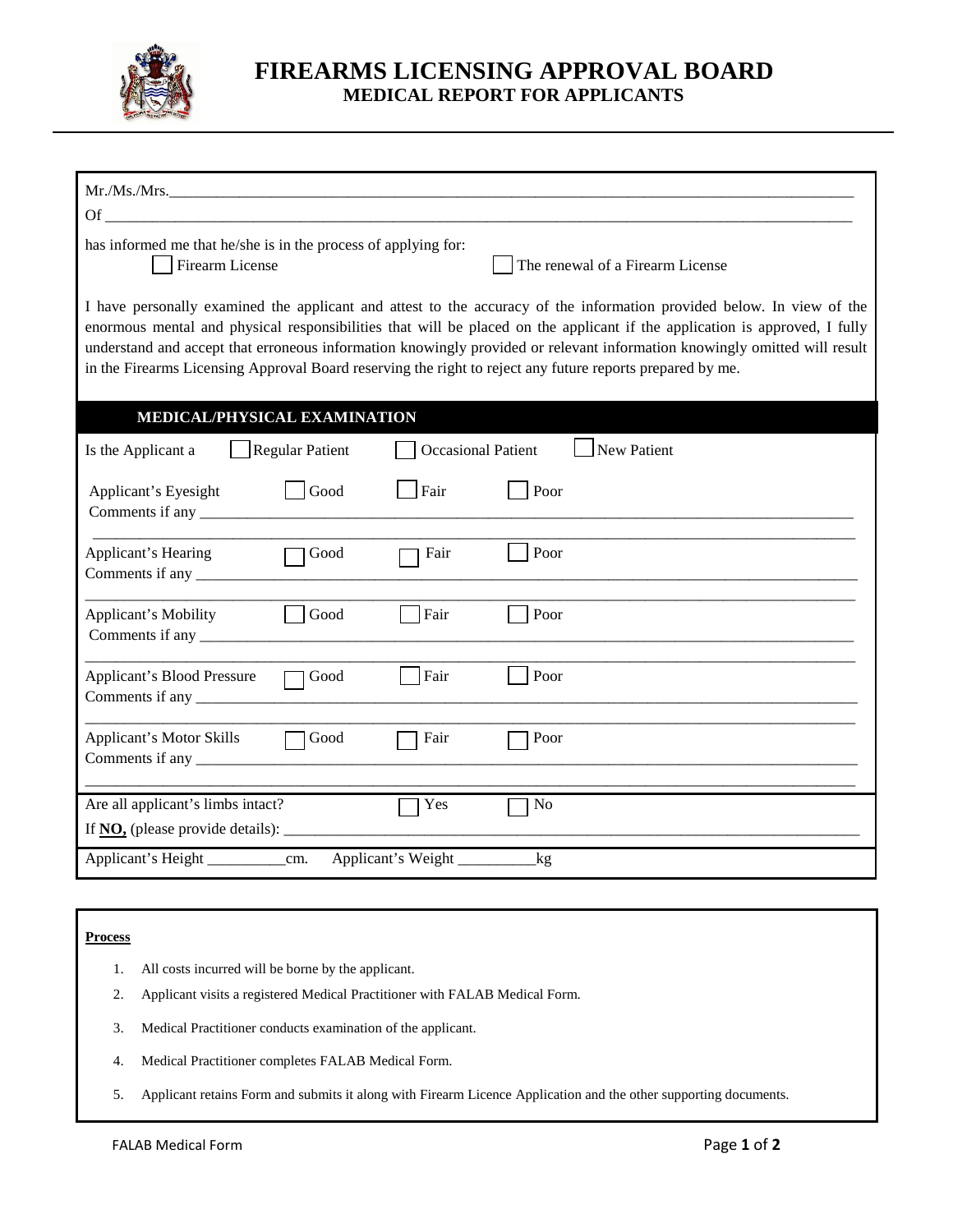# FIREARMS LICENSING APPROVAL BOARD
## MEDICAL REPORT FOR APPLICANTS

Mr./Ms./Mrs.______________________________________________________________________________________

Of ______________________________________________________________________________________________

has informed me that he/she is in the process of applying for:

☐ Firearm License ☐ The renewal of a Firearm License

I have personally examined the applicant and attest to the accuracy of the information provided below. In view of the enormous mental and physical responsibilities that will be placed on the applicant if the application is approved, I fully understand and accept that erroneous information knowingly provided or relevant information knowingly omitted will result in the Firearms Licensing Approval Board reserving the right to reject any future reports prepared by me.

### MEDICAL/PHYSICAL EXAMINATION

Is the Applicant a ☐ Regular Patient ☐ Occasional Patient ☐ New Patient

Applicant's Eyesight ☐ Good ☐ Fair ☐ Poor

Comments if any ________________________________________________________________________________

_______________________________________________________________________________________________

Applicant's Hearing ☐ Good ☐ Fair ☐ Poor

Comments if any ________________________________________________________________________________

_______________________________________________________________________________________________

Applicant's Mobility ☐ Good ☐ Fair ☐ Poor

Comments if any ________________________________________________________________________________

_______________________________________________________________________________________________

Applicant's Blood Pressure ☐ Good ☐ Fair ☐ Poor

Comments if any ________________________________________________________________________________

_______________________________________________________________________________________________

Applicant's Motor Skills ☐ Good ☐ Fair ☐ Poor

Comments if any ________________________________________________________________________________

_______________________________________________________________________________________________

Are all applicant's limbs intact? ☐ Yes ☐ No

If **NO,** (please provide details): _____________________________________________________________

Applicant's Height __________cm. Applicant's Weight __________kg

**Process**

1. All costs incurred will be borne by the applicant.
2. Applicant visits a registered Medical Practitioner with FALAB Medical Form.
3. Medical Practitioner conducts examination of the applicant.
4. Medical Practitioner completes FALAB Medical Form.
5. Applicant retains Form and submits it along with Firearm Licence Application and the other supporting documents.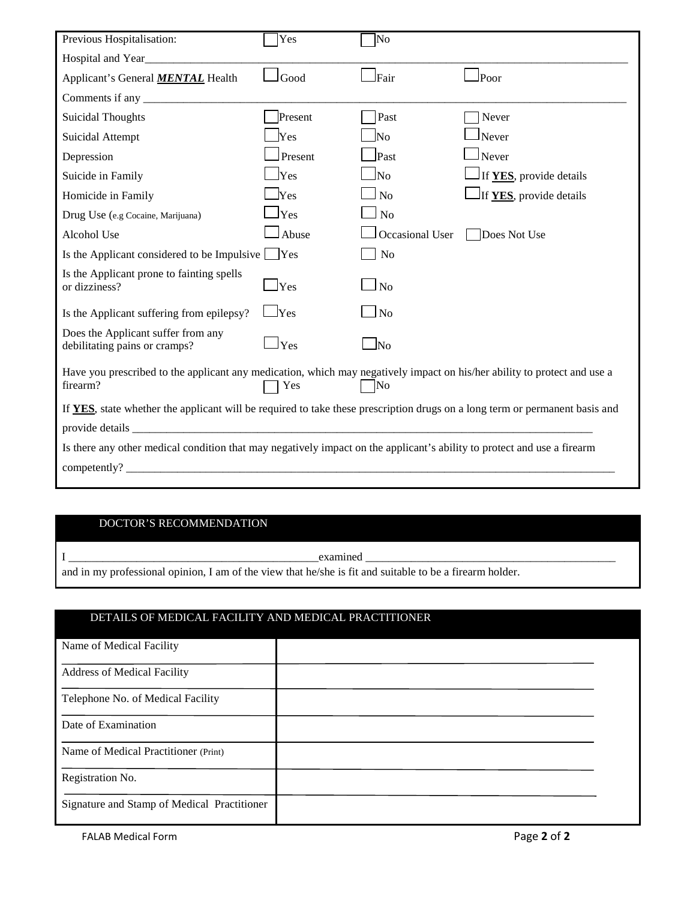| | | | |
|---|---|---|---|
| Previous Hospitalisation: | ☐ Yes | ☐ No | |

Hospital and Year_______________________________________________

| | | | |
|---|---|---|---|
| Applicant's General ***MENTAL*** Health | ☐ Good | ☐ Fair | ☐ Poor |

Comments if any _______________________________________________

| | | | |
|---|---|---|---|
| Suicidal Thoughts | ☐ Present | ☐ Past | ☐ Never |
| Suicidal Attempt | ☐ Yes | ☐ No | ☐ Never |
| Depression | ☐ Present | ☐ Past | ☐ Never |
| Suicide in Family | ☐ Yes | ☐ No | ☐ If **YES**, provide details |
| Homicide in Family | ☐ Yes | ☐ No | ☐ If **YES**, provide details |
| Drug Use (e.g Cocaine, Marijuana) | ☐ Yes | ☐ No | |
| Alcohol Use | ☐ Abuse | ☐ Occasional User | ☐ Does Not Use |
| Is the Applicant considered to be Impulsive | ☐ Yes | ☐ No | |
| Is the Applicant prone to fainting spells or dizziness? | ☐ Yes | ☐ No | |
| Is the Applicant suffering from epilepsy? | ☐ Yes | ☐ No | |
| Does the Applicant suffer from any debilitating pains or cramps? | ☐ Yes | ☐ No | |

Have you prescribed to the applicant any medication, which may negatively impact on his/her ability to protect and use a firearm? ☐ Yes ☐ No

If **YES**, state whether the applicant will be required to take these prescription drugs on a long term or permanent basis and provide details _______________________________________________

Is there any other medical condition that may negatively impact on the applicant's ability to protect and use a firearm competently? _______________________________________________

## DOCTOR'S RECOMMENDATION

I _____________________________examined _____________________________
and in my professional opinion, I am of the view that he/she is fit and suitable to be a firearm holder.

## DETAILS OF MEDICAL FACILITY AND MEDICAL PRACTITIONER

| | |
|---|---|
| Name of Medical Facility | |
| Address of Medical Facility | |
| Telephone No. of Medical Facility | |
| Date of Examination | |
| Name of Medical Practitioner (Print) | |
| Registration No. | |
| Signature and Stamp of Medical Practitioner | |

FALAB Medical Form